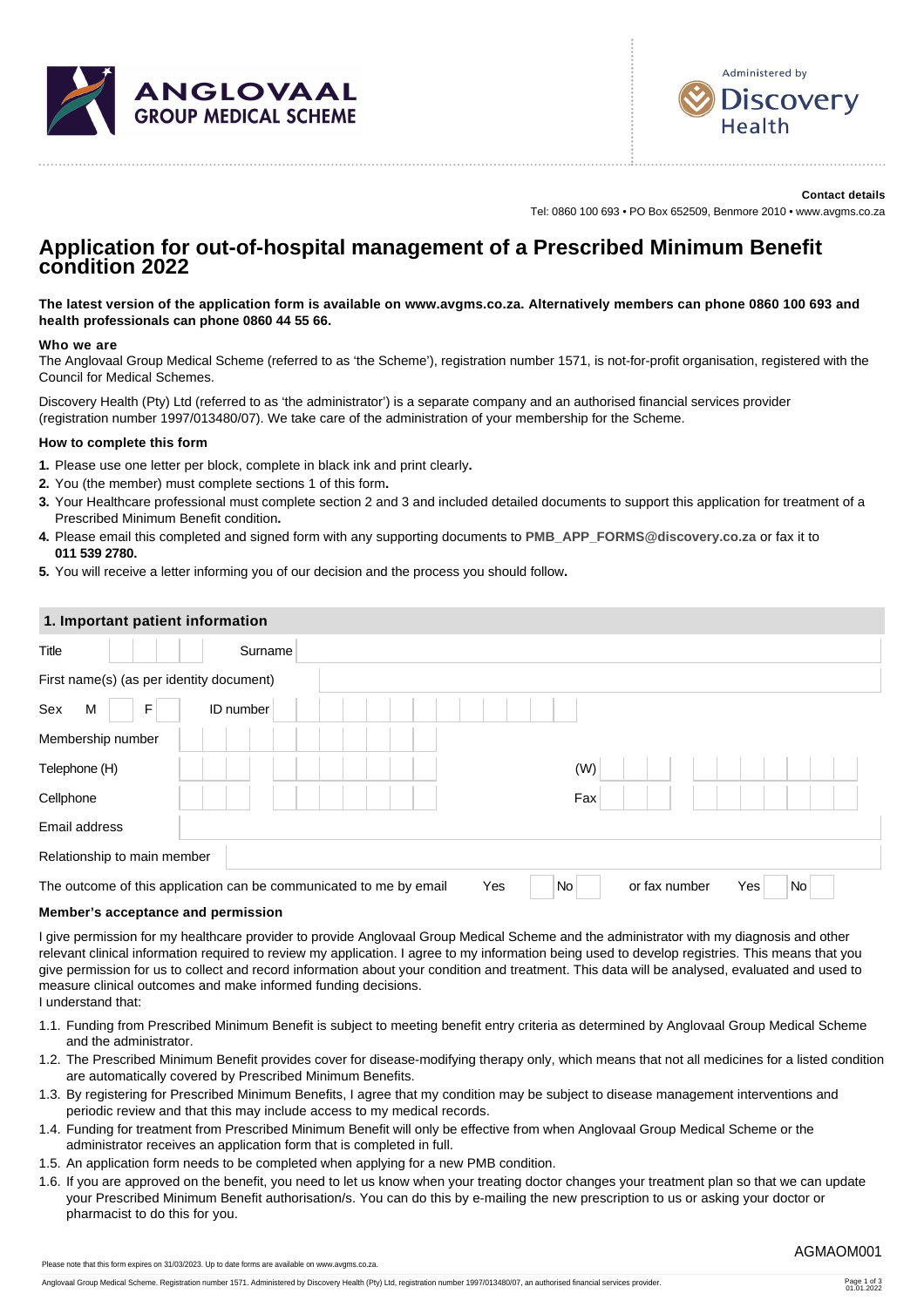ANGLOVAAL GROUP MEDICAL SCHEME

Administered by Discovery Health

**Contact details**

Tel: 0860 100 693 • PO Box 652509, Benmore 2010 • www.avgms.co.za

# Application for out-of-hospital management of a Prescribed Minimum Benefit condition 2022

**The latest version of the application form is available on www.avgms.co.za. Alternatively members can phone 0860 100 693 and health professionals can phone 0860 44 55 66.**

**Who we are**

The Anglovaal Group Medical Scheme (referred to as 'the Scheme'), registration number 1571, is not-for-profit organisation, registered with the Council for Medical Schemes.

Discovery Health (Pty) Ltd (referred to as 'the administrator') is a separate company and an authorised financial services provider (registration number 1997/013480/07). We take care of the administration of your membership for the Scheme.

**How to complete this form**

1. Please use one letter per block, complete in black ink and print clearly**.**
2. You (the member) must complete sections 1 of this form**.**
3. Your Healthcare professional must complete section 2 and 3 and included detailed documents to support this application for treatment of a Prescribed Minimum Benefit condition**.**
4. Please email this completed and signed form with any supporting documents to **PMB_APP_FORMS@discovery.co.za** or fax it to **011 539 2780.**
5. You will receive a letter informing you of our decision and the process you should follow**.**

## 1. Important patient information

| | | | |
|---|---|---|---|
| Title | | Surname | |
| First name(s) (as per identity document) | | | |
| Sex M / F | | ID number | |
| Membership number | | | |
| Telephone (H) | | (W) | |
| Cellphone | | Fax | |
| Email address | | | |
| Relationship to main member | | | |

The outcome of this application can be communicated to me by email Yes ☐ No ☐ or fax number Yes ☐ No ☐

**Member's acceptance and permission**

I give permission for my healthcare provider to provide Anglovaal Group Medical Scheme and the administrator with my diagnosis and other relevant clinical information required to review my application. I agree to my information being used to develop registries. This means that you give permission for us to collect and record information about your condition and treatment. This data will be analysed, evaluated and used to measure clinical outcomes and make informed funding decisions.
I understand that:

1.1. Funding from Prescribed Minimum Benefit is subject to meeting benefit entry criteria as determined by Anglovaal Group Medical Scheme and the administrator.

1.2. The Prescribed Minimum Benefit provides cover for disease-modifying therapy only, which means that not all medicines for a listed condition are automatically covered by Prescribed Minimum Benefits.

1.3. By registering for Prescribed Minimum Benefits, I agree that my condition may be subject to disease management interventions and periodic review and that this may include access to my medical records.

1.4. Funding for treatment from Prescribed Minimum Benefit will only be effective from when Anglovaal Group Medical Scheme or the administrator receives an application form that is completed in full.

1.5. An application form needs to be completed when applying for a new PMB condition.

1.6. If you are approved on the benefit, you need to let us know when your treating doctor changes your treatment plan so that we can update your Prescribed Minimum Benefit authorisation/s. You can do this by e-mailing the new prescription to us or asking your doctor or pharmacist to do this for you.

AGMAOM001

Please note that this form expires on 31/03/2023. Up to date forms are available on www.avgms.co.za.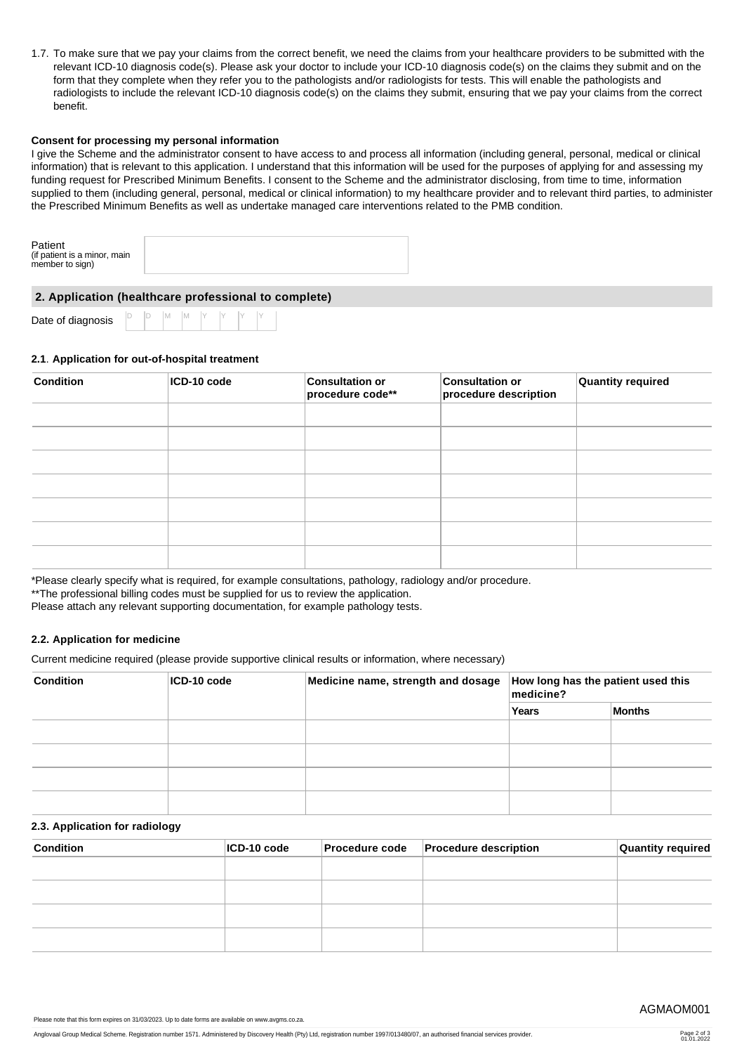1.7. To make sure that we pay your claims from the correct benefit, we need the claims from your healthcare providers to be submitted with the relevant ICD-10 diagnosis code(s). Please ask your doctor to include your ICD-10 diagnosis code(s) on the claims they submit and on the form that they complete when they refer you to the pathologists and/or radiologists for tests. This will enable the pathologists and radiologists to include the relevant ICD-10 diagnosis code(s) on the claims they submit, ensuring that we pay your claims from the correct benefit.

**Consent for processing my personal information**

I give the Scheme and the administrator consent to have access to and process all information (including general, personal, medical or clinical information) that is relevant to this application. I understand that this information will be used for the purposes of applying for and assessing my funding request for Prescribed Minimum Benefits. I consent to the Scheme and the administrator disclosing, from time to time, information supplied to them (including general, personal, medical or clinical information) to my healthcare provider and to relevant third parties, to administer the Prescribed Minimum Benefits as well as undertake managed care interventions related to the PMB condition.

Patient
(if patient is a minor, main member to sign)

## 2. Application (healthcare professional to complete)

Date of diagnosis D D M M Y Y Y Y

### 2.1. Application for out-of-hospital treatment

| Condition | ICD-10 code | Consultation or procedure code** | Consultation or procedure description | Quantity required |
|---|---|---|---|---|
| | | | | |
| | | | | |
| | | | | |
| | | | | |
| | | | | |
| | | | | |
| | | | | |

*Please clearly specify what is required, for example consultations, pathology, radiology and/or procedure.
**The professional billing codes must be supplied for us to review the application.
Please attach any relevant supporting documentation, for example pathology tests.

### 2.2. Application for medicine

Current medicine required (please provide supportive clinical results or information, where necessary)

| Condition | ICD-10 code | Medicine name, strength and dosage | How long has the patient used this medicine? | |
|---|---|---|---|---|
| | | | Years | Months |
| | | | | |
| | | | | |
| | | | | |
| | | | | |

### 2.3. Application for radiology

| Condition | ICD-10 code | Procedure code | Procedure description | Quantity required |
|---|---|---|---|---|
| | | | | |
| | | | | |
| | | | | |
| | | | | |

AGMAOM001

Please note that this form expires on 31/03/2023. Up to date forms are available on www.avgms.co.za.

Anglovaal Group Medical Scheme. Registration number 1571. Administered by Discovery Health (Pty) Ltd, registration number 1997/013480/07, an authorised financial services provider.

01.01.2022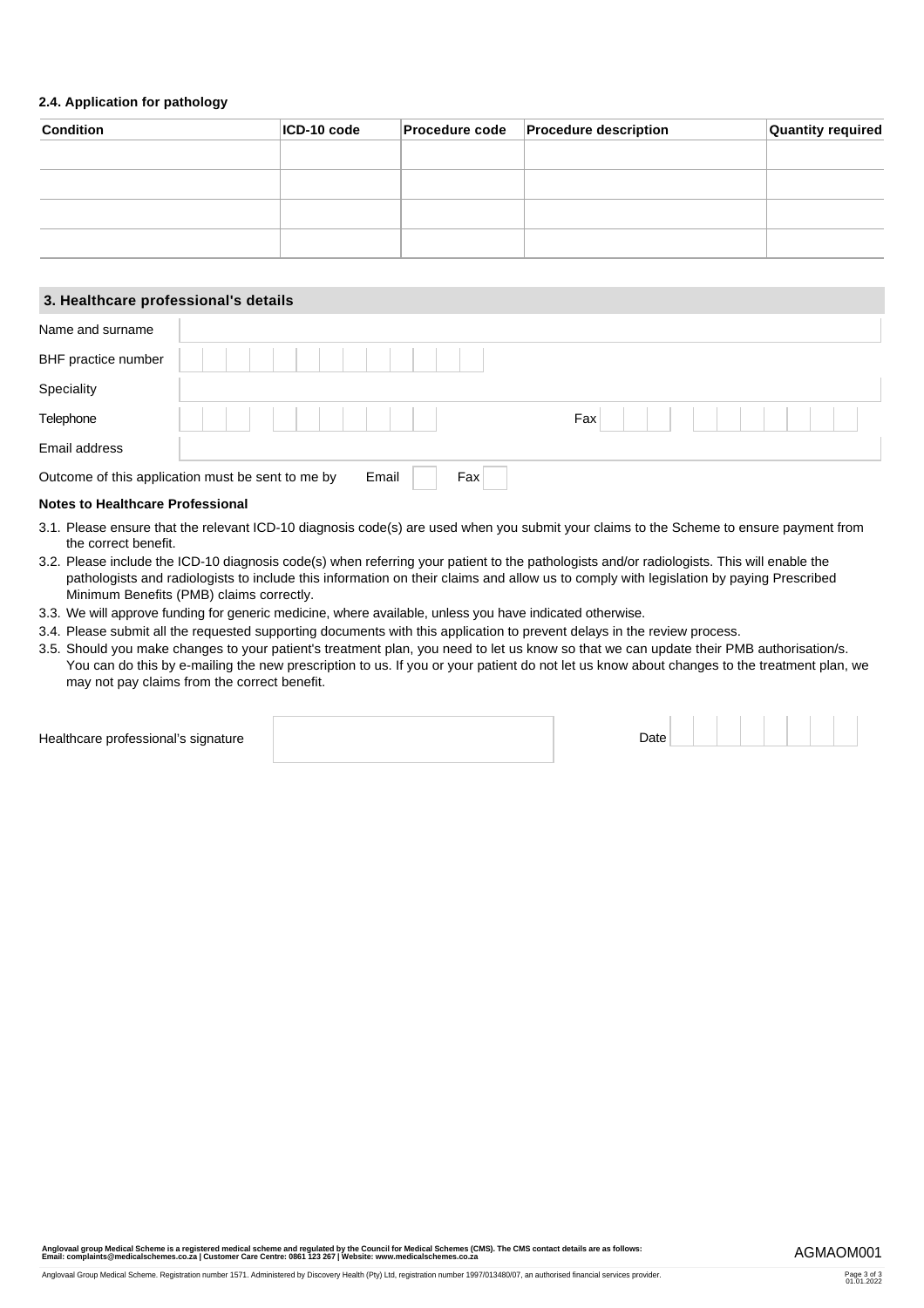#### 2.4. Application for pathology

| Condition | ICD-10 code | Procedure code | Procedure description | Quantity required |
|---|---|---|---|---|
| | | | | |
| | | | | |
| | | | | |
| | | | | |

### 3. Healthcare professional's details

| | |
|---|---|
| Name and surname | |
| BHF practice number | |
| Speciality | |
| Telephone | Fax |
| Email address | |

Outcome of this application must be sent to me by   Email ☐   Fax ☐

**Notes to Healthcare Professional**

3.1. Please ensure that the relevant ICD-10 diagnosis code(s) are used when you submit your claims to the Scheme to ensure payment from the correct benefit.

3.2. Please include the ICD-10 diagnosis code(s) when referring your patient to the pathologists and/or radiologists. This will enable the pathologists and radiologists to include this information on their claims and allow us to comply with legislation by paying Prescribed Minimum Benefits (PMB) claims correctly.

3.3. We will approve funding for generic medicine, where available, unless you have indicated otherwise.

3.4. Please submit all the requested supporting documents with this application to prevent delays in the review process.

3.5. Should you make changes to your patient's treatment plan, you need to let us know so that we can update their PMB authorisation/s. You can do this by e-mailing the new prescription to us. If you or your patient do not let us know about changes to the treatment plan, we may not pay claims from the correct benefit.

Healthcare professional's signature ____________________   Date ____________

**Anglovaal group Medical Scheme is a registered medical scheme and regulated by the Council for Medical Schemes (CMS). The CMS contact details are as follows:**
**Email: complaints@medicalschemes.co.za | Customer Care Centre: 0861 123 267 | Website: www.medicalschemes.co.za**

AGMAOM001

Anglovaal Group Medical Scheme. Registration number 1571. Administered by Discovery Health (Pty) Ltd, registration number 1997/013480/07, an authorised financial services provider.

01.01.2022